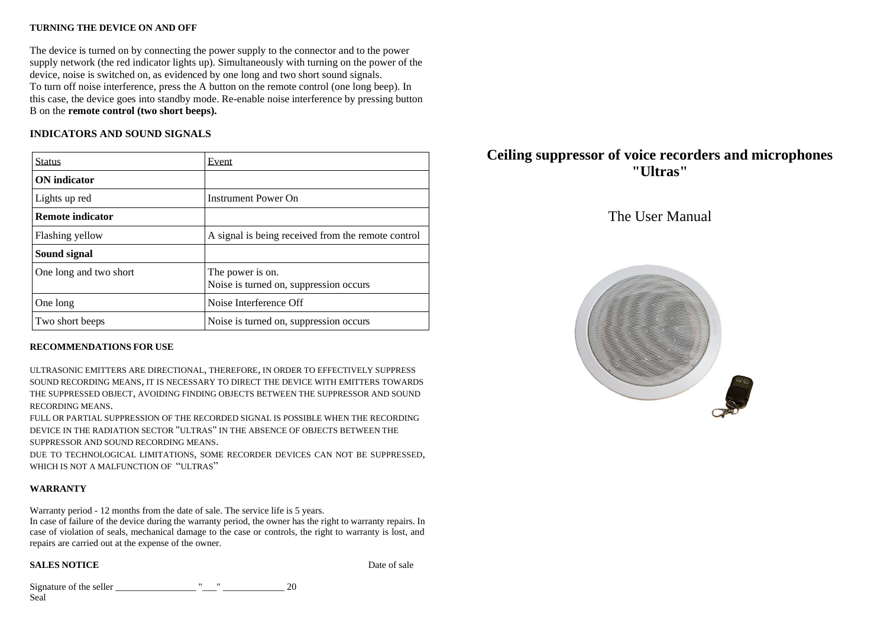### TURNING THE DEVICE ON AND OFF

The device is turned on by connecting the power supply to the connector and to the power supply network (the red indicator lights up). Simultaneously with turning on the power of the device, noise is switched on, as evidenced by one long and two short sound signals.
To turn off noise interference, press the A button on the remote control (one long beep). In this case, the device goes into standby mode. Re-enable noise interference by pressing button B on the **remote control (two short beeps).**

### INDICATORS AND SOUND SIGNALS

| Status | Event |
| --- | --- |
| **ON indicator** | |
| Lights up red | Instrument Power On |
| **Remote indicator** | |
| Flashing yellow | A signal is being received from the remote control |
| **Sound signal** | |
| One long and two short | The power is on. Noise is turned on, suppression occurs |
| One long | Noise Interference Off |
| Two short beeps | Noise is turned on, suppression occurs |

### RECOMMENDATIONS FOR USE

ULTRASONIC EMITTERS ARE DIRECTIONAL, THEREFORE, IN ORDER TO EFFECTIVELY SUPPRESS SOUND RECORDING MEANS, IT IS NECESSARY TO DIRECT THE DEVICE WITH EMITTERS TOWARDS THE SUPPRESSED OBJECT, AVOIDING FINDING OBJECTS BETWEEN THE SUPPRESSOR AND SOUND RECORDING MEANS.
FULL OR PARTIAL SUPPRESSION OF THE RECORDED SIGNAL IS POSSIBLE WHEN THE RECORDING DEVICE IN THE RADIATION SECTOR "ULTRAS" IN THE ABSENCE OF OBJECTS BETWEEN THE SUPPRESSOR AND SOUND RECORDING MEANS.
DUE TO TECHNOLOGICAL LIMITATIONS, SOME RECORDER DEVICES CAN NOT BE SUPPRESSED, WHICH IS NOT A MALFUNCTION OF "ULTRAS"

### WARRANTY

Warranty period - 12 months from the date of sale. The service life is 5 years.
In case of failure of the device during the warranty period, the owner has the right to warranty repairs. In case of violation of seals, mechanical damage to the case or controls, the right to warranty is lost, and repairs are carried out at the expense of the owner.

### SALES NOTICE

Date of sale

Signature of the seller _________________ "___" _____________ 20
Seal

# Ceiling suppressor of voice recorders and microphones "Ultras"

## The User Manual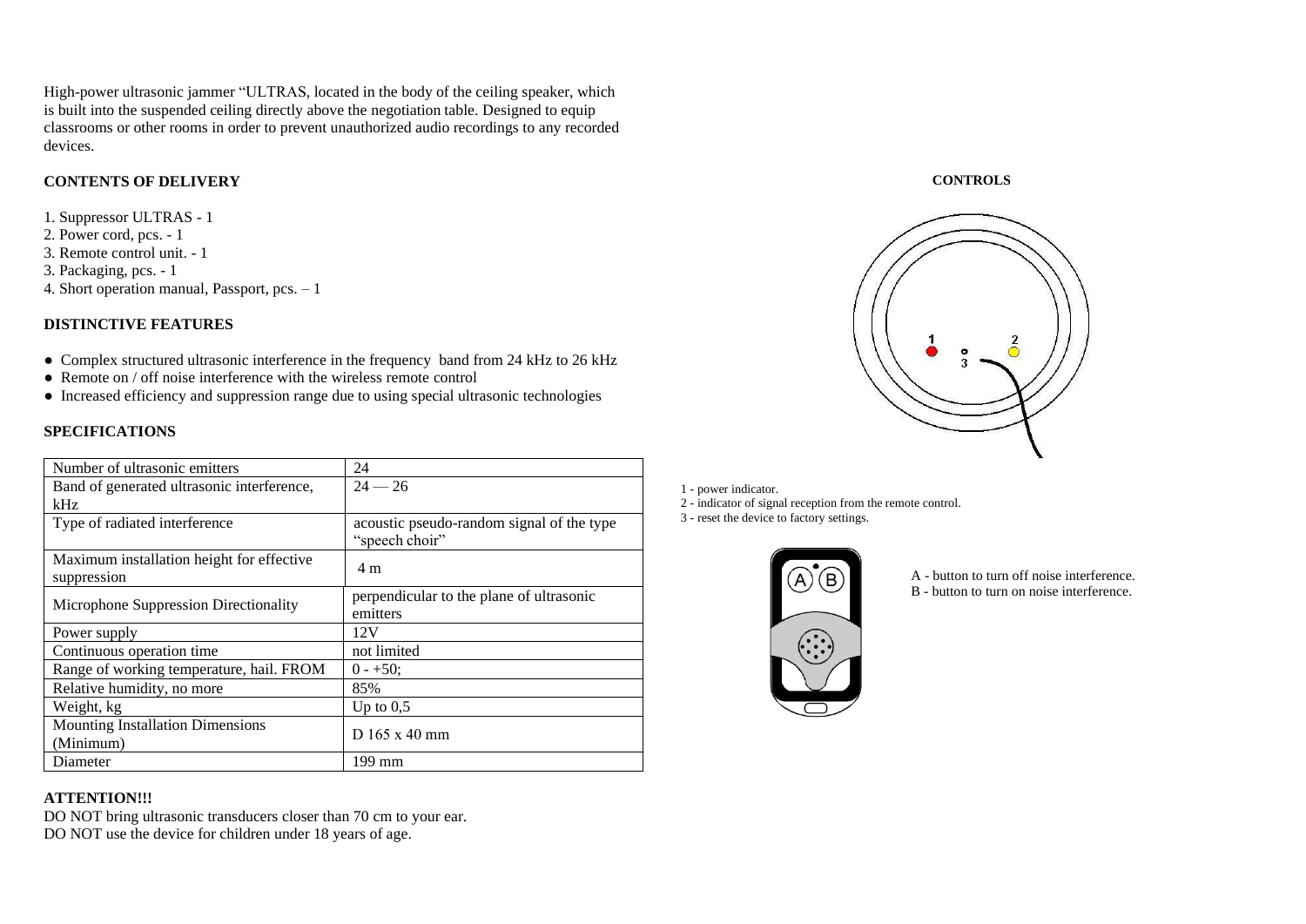High-power ultrasonic jammer "ULTRAS, located in the body of the ceiling speaker, which is built into the suspended ceiling directly above the negotiation table. Designed to equip classrooms or other rooms in order to prevent unauthorized audio recordings to any recorded devices.

## CONTENTS OF DELIVERY

1. Suppressor ULTRAS - 1
2. Power cord, pcs. - 1
3. Remote control unit. - 1
3. Packaging, pcs. - 1
4. Short operation manual, Passport, pcs. – 1

## DISTINCTIVE FEATURES

- Complex structured ultrasonic interference in the frequency band from 24 kHz to 26 kHz
- Remote on / off noise interference with the wireless remote control
- Increased efficiency and suppression range due to using special ultrasonic technologies

## SPECIFICATIONS

| | |
|---|---|
| Number of ultrasonic emitters | 24 |
| Band of generated ultrasonic interference, kHz | 24 — 26 |
| Type of radiated interference | acoustic pseudo-random signal of the type "speech choir" |
| Maximum installation height for effective suppression | 4 m |
| Microphone Suppression Directionality | perpendicular to the plane of ultrasonic emitters |
| Power supply | 12V |
| Continuous operation time | not limited |
| Range of working temperature, hail. FROM | 0 - +50; |
| Relative humidity, no more | 85% |
| Weight, kg | Up to 0,5 |
| Mounting Installation Dimensions (Minimum) | D 165 x 40 mm |
| Diameter | 199 mm |

**ATTENTION!!!**

DO NOT bring ultrasonic transducers closer than 70 cm to your ear.
DO NOT use the device for children under 18 years of age.

## CONTROLS

1
2
3

1 - power indicator.
2 - indicator of signal reception from the remote control.
3 - reset the device to factory settings.

A
B

A - button to turn off noise interference.
B - button to turn on noise interference.